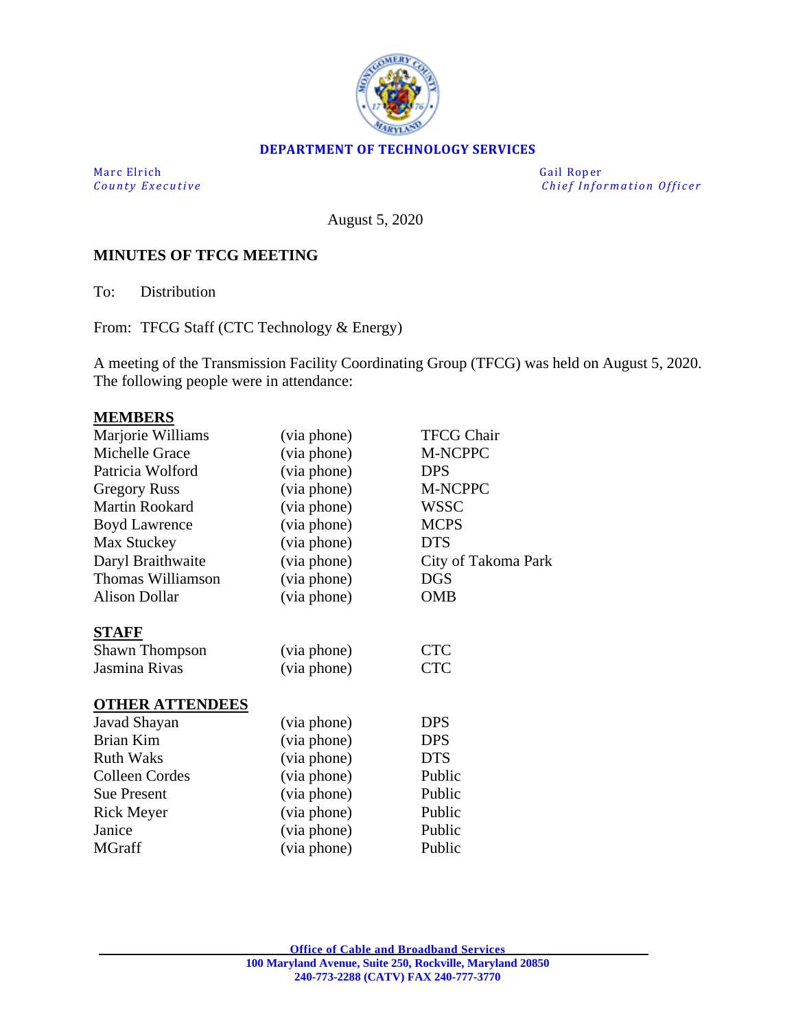**DEPARTMENT OF TECHNOLOGY SERVICES**

| Marc Elrich | Gail Roper |
|---|---|
| *County Executive* | *Chief Information Officer* |

August 5, 2020

**MINUTES OF TFCG MEETING**

To: Distribution

From: TFCG Staff (CTC Technology & Energy)

A meeting of the Transmission Facility Coordinating Group (TFCG) was held on August 5, 2020. The following people were in attendance:

**MEMBERS**

| | | |
|---|---|---|
| Marjorie Williams | (via phone) | TFCG Chair |
| Michelle Grace | (via phone) | M-NCPPC |
| Patricia Wolford | (via phone) | DPS |
| Gregory Russ | (via phone) | M-NCPPC |
| Martin Rookard | (via phone) | WSSC |
| Boyd Lawrence | (via phone) | MCPS |
| Max Stuckey | (via phone) | DTS |
| Daryl Braithwaite | (via phone) | City of Takoma Park |
| Thomas Williamson | (via phone) | DGS |
| Alison Dollar | (via phone) | OMB |

**STAFF**

| | | |
|---|---|---|
| Shawn Thompson | (via phone) | CTC |
| Jasmina Rivas | (via phone) | CTC |

**OTHER ATTENDEES**

| | | |
|---|---|---|
| Javad Shayan | (via phone) | DPS |
| Brian Kim | (via phone) | DPS |
| Ruth Waks | (via phone) | DTS |
| Colleen Cordes | (via phone) | Public |
| Sue Present | (via phone) | Public |
| Rick Meyer | (via phone) | Public |
| Janice | (via phone) | Public |
| MGraff | (via phone) | Public |

**Office of Cable and Broadband Services**
**100 Maryland Avenue, Suite 250, Rockville, Maryland 20850**
**240-773-2288 (CATV) FAX 240-777-3770**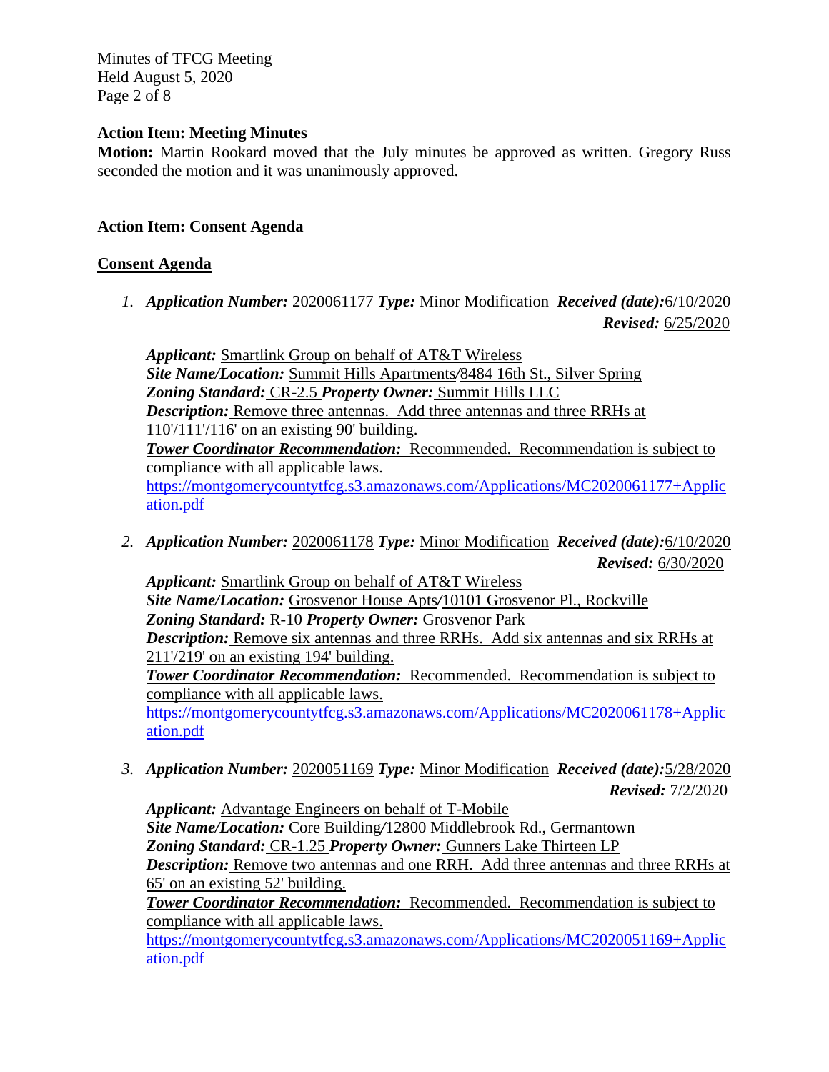**Action Item: Meeting Minutes**

**Motion:** Martin Rookard moved that the July minutes be approved as written. Gregory Russ seconded the motion and it was unanimously approved.

**Action Item: Consent Agenda**

## Consent Agenda

1. ***Application Number:*** 2020061177 ***Type:*** Minor Modification ***Received (date):*** 6/10/2020 ***Revised:*** 6/25/2020

   ***Applicant:*** Smartlink Group on behalf of AT&T Wireless
   ***Site Name/Location:*** Summit Hills Apartments/8484 16th St., Silver Spring
   ***Zoning Standard:*** CR-2.5 ***Property Owner:*** Summit Hills LLC
   ***Description:*** Remove three antennas. Add three antennas and three RRHs at 110'/111'/116' on an existing 90' building.
   ***Tower Coordinator Recommendation:*** Recommended. Recommendation is subject to compliance with all applicable laws.
   https://montgomerycountytfcg.s3.amazonaws.com/Applications/MC2020061177+Application.pdf

2. ***Application Number:*** 2020061178 ***Type:*** Minor Modification ***Received (date):*** 6/10/2020 ***Revised:*** 6/30/2020

   ***Applicant:*** Smartlink Group on behalf of AT&T Wireless
   ***Site Name/Location:*** Grosvenor House Apts/10101 Grosvenor Pl., Rockville
   ***Zoning Standard:*** R-10 ***Property Owner:*** Grosvenor Park
   ***Description:*** Remove six antennas and three RRHs. Add six antennas and six RRHs at 211'/219' on an existing 194' building.
   ***Tower Coordinator Recommendation:*** Recommended. Recommendation is subject to compliance with all applicable laws.
   https://montgomerycountytfcg.s3.amazonaws.com/Applications/MC2020061178+Application.pdf

3. ***Application Number:*** 2020051169 ***Type:*** Minor Modification ***Received (date):*** 5/28/2020 ***Revised:*** 7/2/2020

   ***Applicant:*** Advantage Engineers on behalf of T-Mobile
   ***Site Name/Location:*** Core Building/12800 Middlebrook Rd., Germantown
   ***Zoning Standard:*** CR-1.25 ***Property Owner:*** Gunners Lake Thirteen LP
   ***Description:*** Remove two antennas and one RRH. Add three antennas and three RRHs at 65' on an existing 52' building.
   ***Tower Coordinator Recommendation:*** Recommended. Recommendation is subject to compliance with all applicable laws.
   https://montgomerycountytfcg.s3.amazonaws.com/Applications/MC2020051169+Application.pdf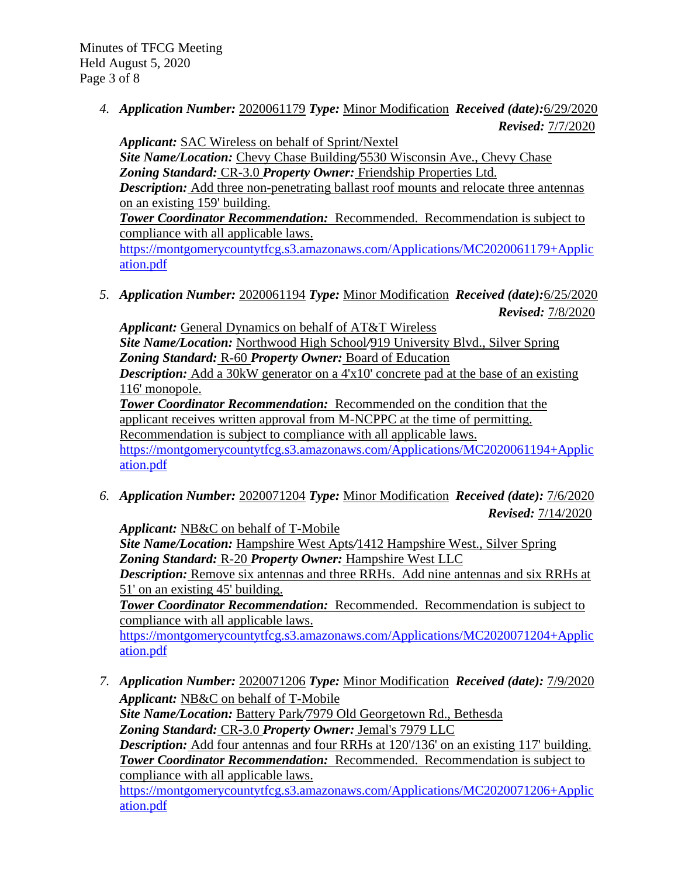4. ***Application Number:*** 2020061179 ***Type:*** Minor Modification ***Received (date):*** 6/29/2020 ***Revised:*** 7/7/2020

   ***Applicant:*** SAC Wireless on behalf of Sprint/Nextel
   ***Site Name/Location:*** Chevy Chase Building/5530 Wisconsin Ave., Chevy Chase
   ***Zoning Standard:*** CR-3.0 ***Property Owner:*** Friendship Properties Ltd.
   ***Description:*** Add three non-penetrating ballast roof mounts and relocate three antennas on an existing 159' building.
   ***Tower Coordinator Recommendation:*** Recommended. Recommendation is subject to compliance with all applicable laws.
   https://montgomerycountytfcg.s3.amazonaws.com/Applications/MC2020061179+Application.pdf

5. ***Application Number:*** 2020061194 ***Type:*** Minor Modification ***Received (date):*** 6/25/2020 ***Revised:*** 7/8/2020

   ***Applicant:*** General Dynamics on behalf of AT&T Wireless
   ***Site Name/Location:*** Northwood High School/919 University Blvd., Silver Spring
   ***Zoning Standard:*** R-60 ***Property Owner:*** Board of Education
   ***Description:*** Add a 30kW generator on a 4'x10' concrete pad at the base of an existing 116' monopole.
   ***Tower Coordinator Recommendation:*** Recommended on the condition that the applicant receives written approval from M-NCPPC at the time of permitting. Recommendation is subject to compliance with all applicable laws.
   https://montgomerycountytfcg.s3.amazonaws.com/Applications/MC2020061194+Application.pdf

6. ***Application Number:*** 2020071204 ***Type:*** Minor Modification ***Received (date):*** 7/6/2020 ***Revised:*** 7/14/2020

   ***Applicant:*** NB&C on behalf of T-Mobile
   ***Site Name/Location:*** Hampshire West Apts/1412 Hampshire West., Silver Spring
   ***Zoning Standard:*** R-20 ***Property Owner:*** Hampshire West LLC
   ***Description:*** Remove six antennas and three RRHs. Add nine antennas and six RRHs at 51' on an existing 45' building.
   ***Tower Coordinator Recommendation:*** Recommended. Recommendation is subject to compliance with all applicable laws.
   https://montgomerycountytfcg.s3.amazonaws.com/Applications/MC2020071204+Application.pdf

7. ***Application Number:*** 2020071206 ***Type:*** Minor Modification ***Received (date):*** 7/9/2020

   ***Applicant:*** NB&C on behalf of T-Mobile
   ***Site Name/Location:*** Battery Park/7979 Old Georgetown Rd., Bethesda
   ***Zoning Standard:*** CR-3.0 ***Property Owner:*** Jemal's 7979 LLC
   ***Description:*** Add four antennas and four RRHs at 120'/136' on an existing 117' building.
   ***Tower Coordinator Recommendation:*** Recommended. Recommendation is subject to compliance with all applicable laws.
   https://montgomerycountytfcg.s3.amazonaws.com/Applications/MC2020071206+Application.pdf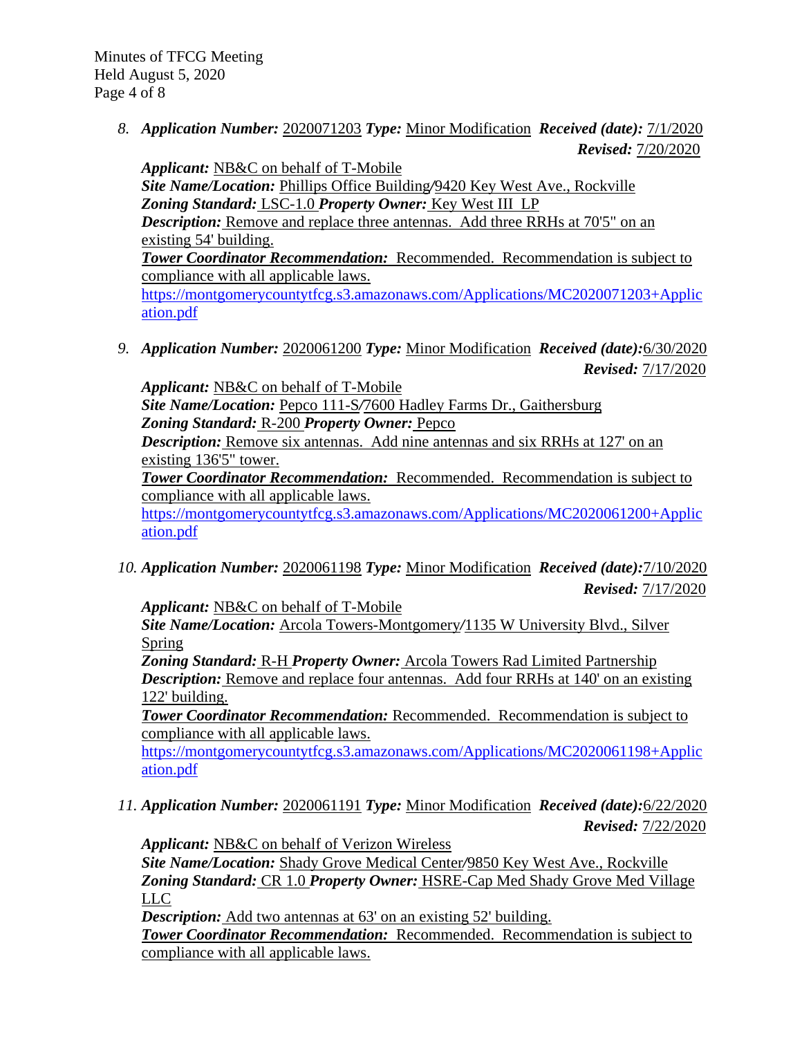8. ***Application Number:*** 2020071203 ***Type:*** Minor Modification ***Received (date):*** 7/1/2020 ***Revised:*** 7/20/2020

   ***Applicant:*** NB&C on behalf of T-Mobile
   ***Site Name/Location:*** Phillips Office Building/9420 Key West Ave., Rockville
   ***Zoning Standard:*** LSC-1.0 ***Property Owner:*** Key West III LP
   ***Description:*** Remove and replace three antennas. Add three RRHs at 70'5" on an existing 54' building.
   ***Tower Coordinator Recommendation:*** Recommended. Recommendation is subject to compliance with all applicable laws.
   https://montgomerycountytfcg.s3.amazonaws.com/Applications/MC2020071203+Application.pdf

9. ***Application Number:*** 2020061200 ***Type:*** Minor Modification ***Received (date):*** 6/30/2020 ***Revised:*** 7/17/2020

   ***Applicant:*** NB&C on behalf of T-Mobile
   ***Site Name/Location:*** Pepco 111-S/7600 Hadley Farms Dr., Gaithersburg
   ***Zoning Standard:*** R-200 ***Property Owner:*** Pepco
   ***Description:*** Remove six antennas. Add nine antennas and six RRHs at 127' on an existing 136'5" tower.
   ***Tower Coordinator Recommendation:*** Recommended. Recommendation is subject to compliance with all applicable laws.
   https://montgomerycountytfcg.s3.amazonaws.com/Applications/MC2020061200+Application.pdf

10. ***Application Number:*** 2020061198 ***Type:*** Minor Modification ***Received (date):*** 7/10/2020 ***Revised:*** 7/17/2020

    ***Applicant:*** NB&C on behalf of T-Mobile
    ***Site Name/Location:*** Arcola Towers-Montgomery/1135 W University Blvd., Silver Spring
    ***Zoning Standard:*** R-H ***Property Owner:*** Arcola Towers Rad Limited Partnership
    ***Description:*** Remove and replace four antennas. Add four RRHs at 140' on an existing 122' building.
    ***Tower Coordinator Recommendation:*** Recommended. Recommendation is subject to compliance with all applicable laws.
    https://montgomerycountytfcg.s3.amazonaws.com/Applications/MC2020061198+Application.pdf

11. ***Application Number:*** 2020061191 ***Type:*** Minor Modification ***Received (date):*** 6/22/2020 ***Revised:*** 7/22/2020

    ***Applicant:*** NB&C on behalf of Verizon Wireless
    ***Site Name/Location:*** Shady Grove Medical Center/9850 Key West Ave., Rockville
    ***Zoning Standard:*** CR 1.0 ***Property Owner:*** HSRE-Cap Med Shady Grove Med Village LLC
    ***Description:*** Add two antennas at 63' on an existing 52' building.
    ***Tower Coordinator Recommendation:*** Recommended. Recommendation is subject to compliance with all applicable laws.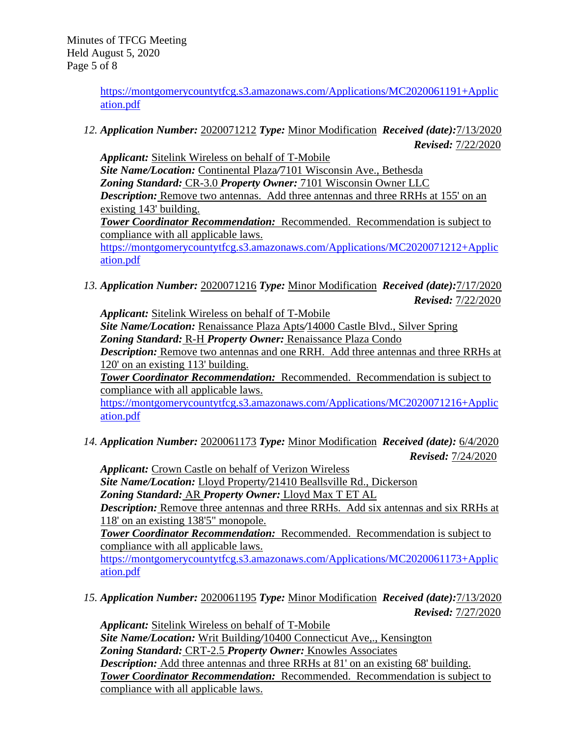https://montgomerycountytfcg.s3.amazonaws.com/Applications/MC2020061191+Application.pdf

12. ***Application Number:*** 2020071212 ***Type:*** Minor Modification ***Received (date):*** 7/13/2020 ***Revised:*** 7/22/2020

    ***Applicant:*** Sitelink Wireless on behalf of T-Mobile
    ***Site Name/Location:*** Continental Plaza/7101 Wisconsin Ave., Bethesda
    ***Zoning Standard:*** CR-3.0 ***Property Owner:*** 7101 Wisconsin Owner LLC
    ***Description:*** Remove two antennas. Add three antennas and three RRHs at 155' on an existing 143' building.
    ***Tower Coordinator Recommendation:*** Recommended. Recommendation is subject to compliance with all applicable laws.
    https://montgomerycountytfcg.s3.amazonaws.com/Applications/MC2020071212+Application.pdf

13. ***Application Number:*** 2020071216 ***Type:*** Minor Modification ***Received (date):*** 7/17/2020 ***Revised:*** 7/22/2020

    ***Applicant:*** Sitelink Wireless on behalf of T-Mobile
    ***Site Name/Location:*** Renaissance Plaza Apts/14000 Castle Blvd., Silver Spring
    ***Zoning Standard:*** R-H ***Property Owner:*** Renaissance Plaza Condo
    ***Description:*** Remove two antennas and one RRH. Add three antennas and three RRHs at 120' on an existing 113' building.
    ***Tower Coordinator Recommendation:*** Recommended. Recommendation is subject to compliance with all applicable laws.
    https://montgomerycountytfcg.s3.amazonaws.com/Applications/MC2020071216+Application.pdf

14. ***Application Number:*** 2020061173 ***Type:*** Minor Modification ***Received (date):*** 6/4/2020 ***Revised:*** 7/24/2020

    ***Applicant:*** Crown Castle on behalf of Verizon Wireless
    ***Site Name/Location:*** Lloyd Property/21410 Beallsville Rd., Dickerson
    ***Zoning Standard:*** AR ***Property Owner:*** Lloyd Max T ET AL
    ***Description:*** Remove three antennas and three RRHs. Add six antennas and six RRHs at 118' on an existing 138'5" monopole.
    ***Tower Coordinator Recommendation:*** Recommended. Recommendation is subject to compliance with all applicable laws.
    https://montgomerycountytfcg.s3.amazonaws.com/Applications/MC2020061173+Application.pdf

15. ***Application Number:*** 2020061195 ***Type:*** Minor Modification ***Received (date):*** 7/13/2020 ***Revised:*** 7/27/2020

    ***Applicant:*** Sitelink Wireless on behalf of T-Mobile
    ***Site Name/Location:*** Writ Building/10400 Connecticut Ave,., Kensington
    ***Zoning Standard:*** CRT-2.5 ***Property Owner:*** Knowles Associates
    ***Description:*** Add three antennas and three RRHs at 81' on an existing 68' building.
    ***Tower Coordinator Recommendation:*** Recommended. Recommendation is subject to compliance with all applicable laws.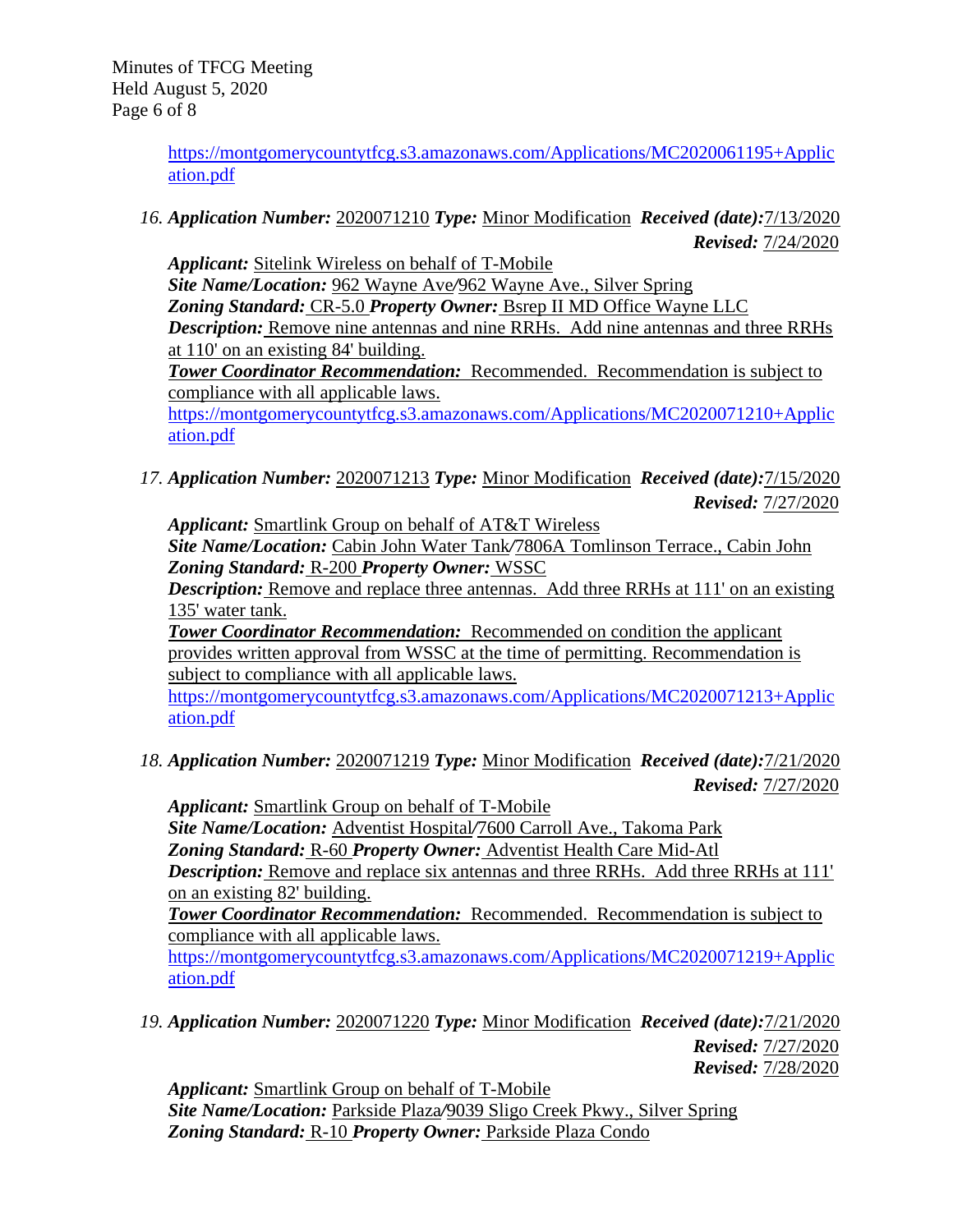https://montgomerycountytfcg.s3.amazonaws.com/Applications/MC2020061195+Application.pdf

16. ***Application Number:*** 2020071210 ***Type:*** Minor Modification ***Received (date):*** 7/13/2020
***Revised:*** 7/24/2020

***Applicant:*** Sitelink Wireless on behalf of T-Mobile
***Site Name/Location:*** 962 Wayne Ave/962 Wayne Ave., Silver Spring
***Zoning Standard:*** CR-5.0 ***Property Owner:*** Bsrep II MD Office Wayne LLC
***Description:*** Remove nine antennas and nine RRHs. Add nine antennas and three RRHs at 110' on an existing 84' building.
***Tower Coordinator Recommendation:*** Recommended. Recommendation is subject to compliance with all applicable laws.
https://montgomerycountytfcg.s3.amazonaws.com/Applications/MC2020071210+Application.pdf

17. ***Application Number:*** 2020071213 ***Type:*** Minor Modification ***Received (date):*** 7/15/2020
***Revised:*** 7/27/2020

***Applicant:*** Smartlink Group on behalf of AT&T Wireless
***Site Name/Location:*** Cabin John Water Tank/7806A Tomlinson Terrace., Cabin John
***Zoning Standard:*** R-200 ***Property Owner:*** WSSC
***Description:*** Remove and replace three antennas. Add three RRHs at 111' on an existing 135' water tank.
***Tower Coordinator Recommendation:*** Recommended on condition the applicant provides written approval from WSSC at the time of permitting. Recommendation is subject to compliance with all applicable laws.
https://montgomerycountytfcg.s3.amazonaws.com/Applications/MC2020071213+Application.pdf

18. ***Application Number:*** 2020071219 ***Type:*** Minor Modification ***Received (date):*** 7/21/2020
***Revised:*** 7/27/2020

***Applicant:*** Smartlink Group on behalf of T-Mobile
***Site Name/Location:*** Adventist Hospital/7600 Carroll Ave., Takoma Park
***Zoning Standard:*** R-60 ***Property Owner:*** Adventist Health Care Mid-Atl
***Description:*** Remove and replace six antennas and three RRHs. Add three RRHs at 111' on an existing 82' building.
***Tower Coordinator Recommendation:*** Recommended. Recommendation is subject to compliance with all applicable laws.
https://montgomerycountytfcg.s3.amazonaws.com/Applications/MC2020071219+Application.pdf

19. ***Application Number:*** 2020071220 ***Type:*** Minor Modification ***Received (date):*** 7/21/2020
***Revised:*** 7/27/2020
***Revised:*** 7/28/2020

***Applicant:*** Smartlink Group on behalf of T-Mobile
***Site Name/Location:*** Parkside Plaza/9039 Sligo Creek Pkwy., Silver Spring
***Zoning Standard:*** R-10 ***Property Owner:*** Parkside Plaza Condo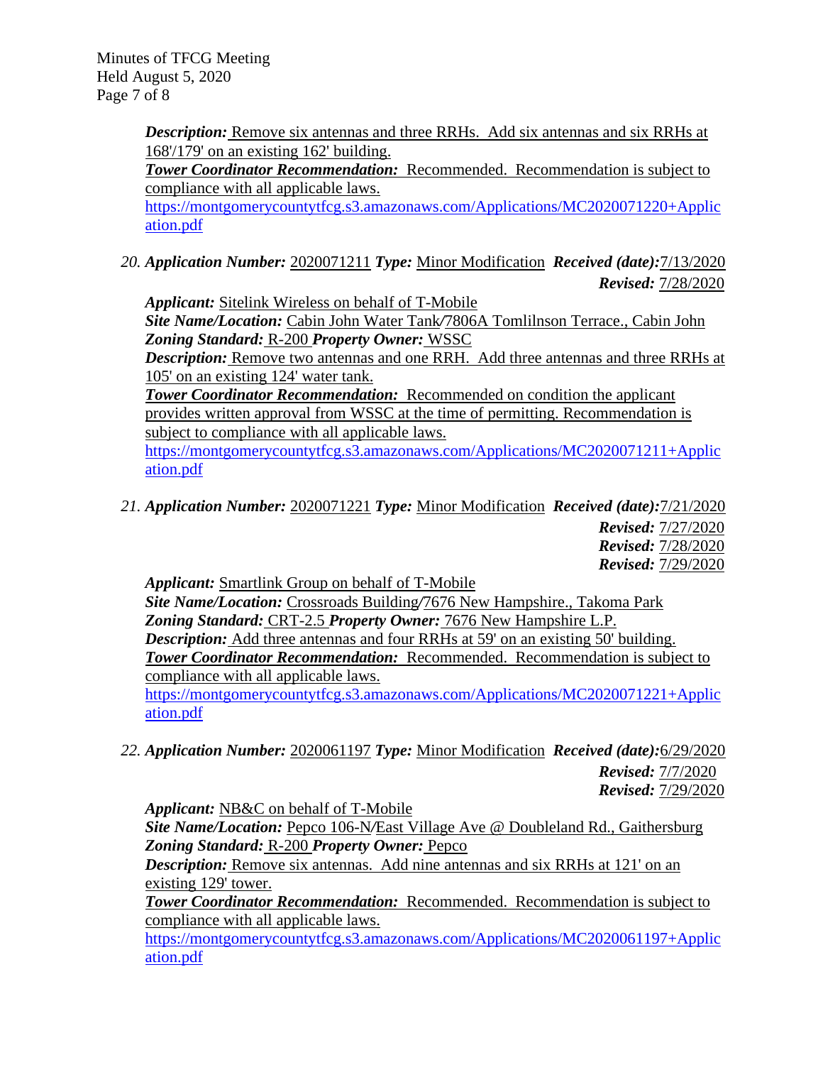***Description:*** Remove six antennas and three RRHs. Add six antennas and six RRHs at 168'/179' on an existing 162' building.
***Tower Coordinator Recommendation:*** Recommended. Recommendation is subject to compliance with all applicable laws.
https://montgomerycountytfcg.s3.amazonaws.com/Applications/MC2020071220+Application.pdf

20. ***Application Number:*** 2020071211 ***Type:*** Minor Modification ***Received (date):*** 7/13/2020
***Revised:*** 7/28/2020
***Applicant:*** Sitelink Wireless on behalf of T-Mobile
***Site Name/Location:*** Cabin John Water Tank/7806A Tomlilnson Terrace., Cabin John
***Zoning Standard:*** R-200 ***Property Owner:*** WSSC
***Description:*** Remove two antennas and one RRH. Add three antennas and three RRHs at 105' on an existing 124' water tank.
***Tower Coordinator Recommendation:*** Recommended on condition the applicant provides written approval from WSSC at the time of permitting. Recommendation is subject to compliance with all applicable laws.
https://montgomerycountytfcg.s3.amazonaws.com/Applications/MC2020071211+Application.pdf

21. ***Application Number:*** 2020071221 ***Type:*** Minor Modification ***Received (date):*** 7/21/2020
***Revised:*** 7/27/2020
***Revised:*** 7/28/2020
***Revised:*** 7/29/2020
***Applicant:*** Smartlink Group on behalf of T-Mobile
***Site Name/Location:*** Crossroads Building/7676 New Hampshire., Takoma Park
***Zoning Standard:*** CRT-2.5 ***Property Owner:*** 7676 New Hampshire L.P.
***Description:*** Add three antennas and four RRHs at 59' on an existing 50' building.
***Tower Coordinator Recommendation:*** Recommended. Recommendation is subject to compliance with all applicable laws.
https://montgomerycountytfcg.s3.amazonaws.com/Applications/MC2020071221+Application.pdf

22. ***Application Number:*** 2020061197 ***Type:*** Minor Modification ***Received (date):*** 6/29/2020
***Revised:*** 7/7/2020
***Revised:*** 7/29/2020
***Applicant:*** NB&C on behalf of T-Mobile
***Site Name/Location:*** Pepco 106-N/East Village Ave @ Doubleland Rd., Gaithersburg
***Zoning Standard:*** R-200 ***Property Owner:*** Pepco
***Description:*** Remove six antennas. Add nine antennas and six RRHs at 121' on an existing 129' tower.
***Tower Coordinator Recommendation:*** Recommended. Recommendation is subject to compliance with all applicable laws.
https://montgomerycountytfcg.s3.amazonaws.com/Applications/MC2020061197+Application.pdf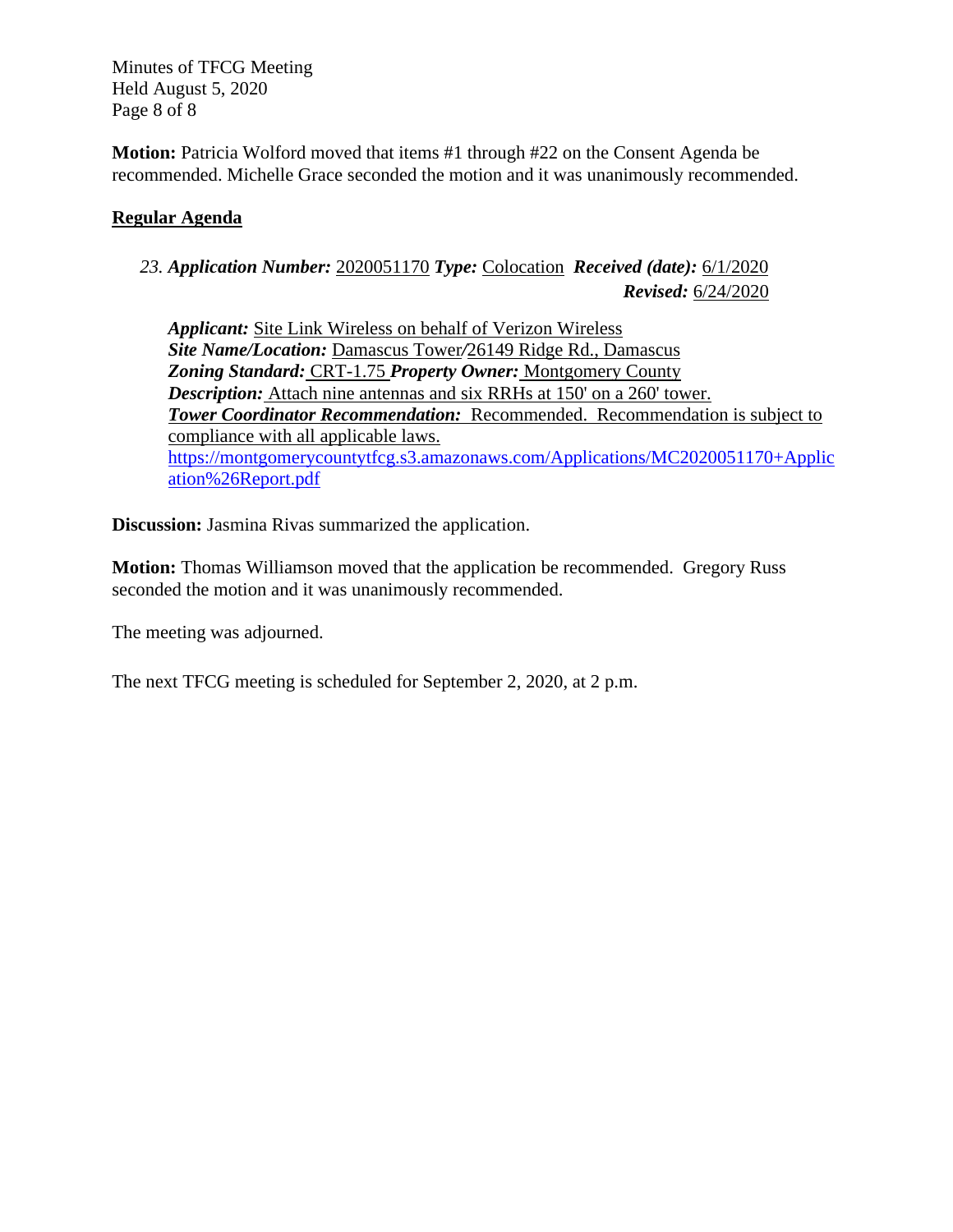**Motion:** Patricia Wolford moved that items #1 through #22 on the Consent Agenda be recommended. Michelle Grace seconded the motion and it was unanimously recommended.

## Regular Agenda

*23.* ***Application Number:*** 2020051170 ***Type:*** Colocation ***Received (date):*** 6/1/2020
***Revised:*** 6/24/2020

***Applicant:*** Site Link Wireless on behalf of Verizon Wireless
***Site Name/Location:*** Damascus Tower/26149 Ridge Rd., Damascus
***Zoning Standard:*** CRT-1.75 ***Property Owner:*** Montgomery County
***Description:*** Attach nine antennas and six RRHs at 150' on a 260' tower.
***Tower Coordinator Recommendation:*** Recommended. Recommendation is subject to compliance with all applicable laws.
https://montgomerycountytfcg.s3.amazonaws.com/Applications/MC2020051170+Application%26Report.pdf

**Discussion:** Jasmina Rivas summarized the application.

**Motion:** Thomas Williamson moved that the application be recommended. Gregory Russ seconded the motion and it was unanimously recommended.

The meeting was adjourned.

The next TFCG meeting is scheduled for September 2, 2020, at 2 p.m.